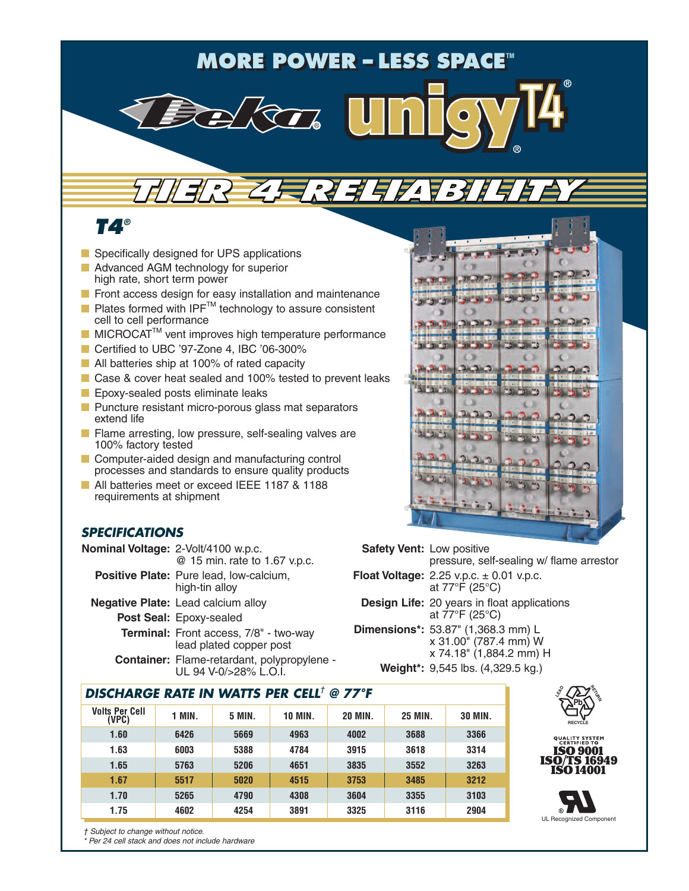# MORE POWER – LESS SPACE™

Deka® unigy® T4®

## TIER 4 RELIABILITY

### T4®

- Specifically designed for UPS applications
- Advanced AGM technology for superior high rate, short term power
- Front access design for easy installation and maintenance
- Plates formed with IPF™ technology to assure consistent cell to cell performance
- MICROCAT™ vent improves high temperature performance
- Certified to UBC '97-Zone 4, IBC '06-300%
- All batteries ship at 100% of rated capacity
- Case & cover heat sealed and 100% tested to prevent leaks
- Epoxy-sealed posts eliminate leaks
- Puncture resistant micro-porous glass mat separators extend life
- Flame arresting, low pressure, self-sealing valves are 100% factory tested
- Computer-aided design and manufacturing control processes and standards to ensure quality products
- All batteries meet or exceed IEEE 1187 & 1188 requirements at shipment

### SPECIFICATIONS

**Nominal Voltage:** 2-Volt/4100 w.p.c. @ 15 min. rate to 1.67 v.p.c.

**Positive Plate:** Pure lead, low-calcium, high-tin alloy

**Negative Plate:** Lead calcium alloy

**Post Seal:** Epoxy-sealed

**Terminal:** Front access, 7/8" - two-way lead plated copper post

**Container:** Flame-retardant, polypropylene - UL 94 V-0/>28% L.O.I.

**Safety Vent:** Low positive pressure, self-sealing w/ flame arrestor

**Float Voltage:** 2.25 v.p.c. ± 0.01 v.p.c. at 77°F (25°C)

**Design Life:** 20 years in float applications at 77°F (25°C)

**Dimensions*:** 53.87" (1,368.3 mm) L x 31.00" (787.4 mm) W x 74.18" (1,884.2 mm) H

**Weight*:** 9,545 lbs. (4,329.5 kg.)

### DISCHARGE RATE IN WATTS PER CELL† @ 77°F

| Volts Per Cell (VPC) | 1 MIN. | 5 MIN. | 10 MIN. | 20 MIN. | 25 MIN. | 30 MIN. |
|---|---|---|---|---|---|---|
| 1.60 | 6426 | 5669 | 4963 | 4002 | 3688 | 3366 |
| 1.63 | 6003 | 5388 | 4784 | 3915 | 3618 | 3314 |
| 1.65 | 5763 | 5206 | 4651 | 3835 | 3552 | 3263 |
| 1.67 | 5517 | 5020 | 4515 | 3753 | 3485 | 3212 |
| 1.70 | 5265 | 4790 | 4308 | 3604 | 3355 | 3103 |
| 1.75 | 4602 | 4254 | 3891 | 3325 | 3116 | 2904 |

*† Subject to change without notice.*

*\* Per 24 cell stack and does not include hardware*

LEAD RETURN Pb RECYCLE

QUALITY SYSTEM CERTIFIED TO ISO 9001 ISO/TS 16949 ISO 14001

UL Recognized Component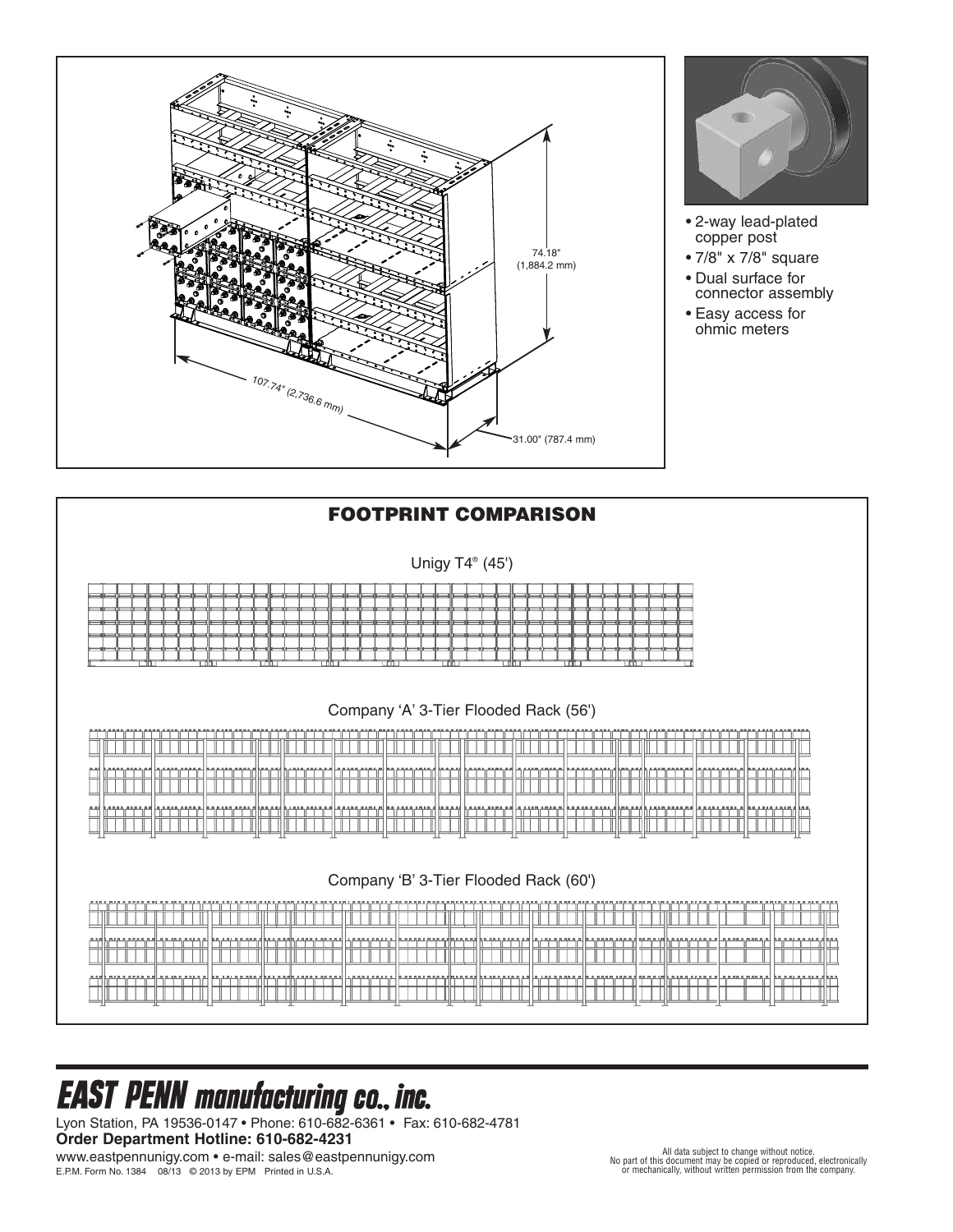74.18"
(1,884.2 mm)

107.74" (2,736.6 mm)

31.00" (787.4 mm)

- 2-way lead-plated copper post
- 7/8" x 7/8" square
- Dual surface for connector assembly
- Easy access for ohmic meters

## FOOTPRINT COMPARISON

Unigy T4® (45')

Company 'A' 3-Tier Flooded Rack (56')

Company 'B' 3-Tier Flooded Rack (60')

# EAST PENN manufacturing co., inc.

Lyon Station, PA 19536-0147 • Phone: 610-682-6361 • Fax: 610-682-4781
**Order Department Hotline: 610-682-4231**
www.eastpennunigy.com • e-mail: sales@eastpennunigy.com
E.P.M. Form No. 1384 08/13 © 2013 by EPM Printed in U.S.A.

All data subject to change without notice.
No part of this document may be copied or reproduced, electronically or mechanically, without written permission from the company.